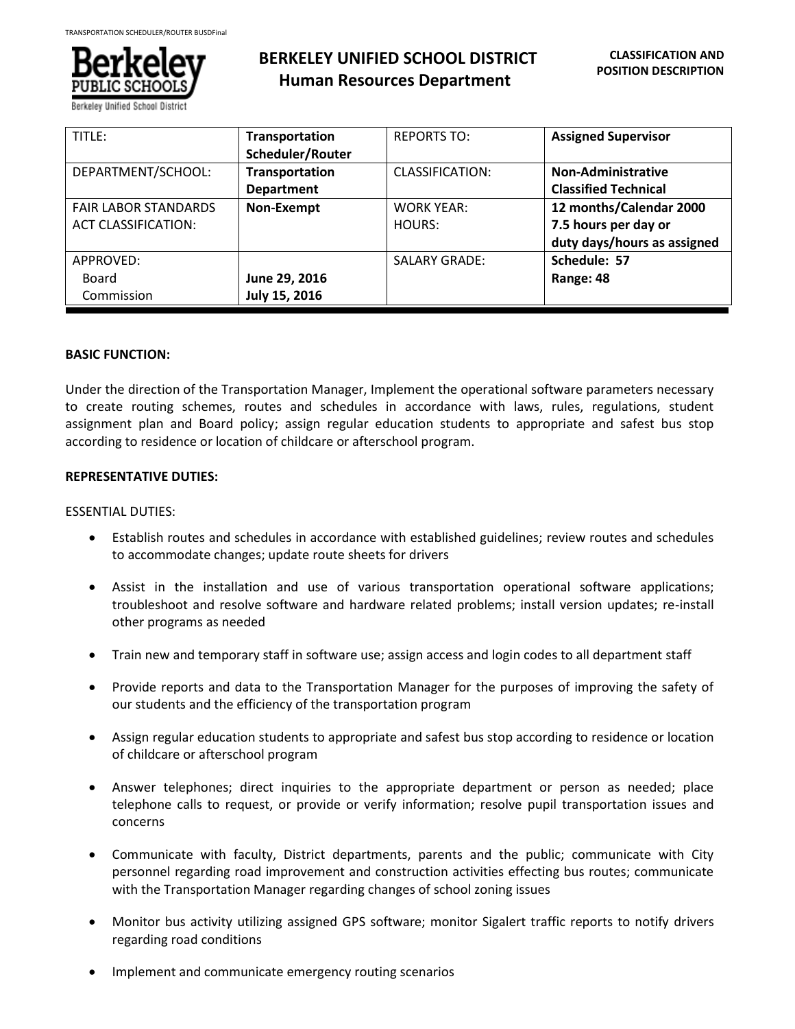# BERKELEY UNIFIED SCHOOL DISTRICT
## Human Resources Department

**CLASSIFICATION AND POSITION DESCRIPTION**

| TITLE: | **Transportation Scheduler/Router** | REPORTS TO: | **Assigned Supervisor** |
|---|---|---|---|
| DEPARTMENT/SCHOOL: | **Transportation Department** | CLASSIFICATION: | **Non-Administrative Classified Technical** |
| FAIR LABOR STANDARDS ACT CLASSIFICATION: | **Non-Exempt** | WORK YEAR: HOURS: | **12 months/Calendar 2000 7.5 hours per day or duty days/hours as assigned** |
| APPROVED: Board Commission | **June 29, 2016 July 15, 2016** | SALARY GRADE: | **Schedule: 57 Range: 48** |

**BASIC FUNCTION:**

Under the direction of the Transportation Manager, Implement the operational software parameters necessary to create routing schemes, routes and schedules in accordance with laws, rules, regulations, student assignment plan and Board policy; assign regular education students to appropriate and safest bus stop according to residence or location of childcare or afterschool program.

**REPRESENTATIVE DUTIES:**

ESSENTIAL DUTIES:

- Establish routes and schedules in accordance with established guidelines; review routes and schedules to accommodate changes; update route sheets for drivers
- Assist in the installation and use of various transportation operational software applications; troubleshoot and resolve software and hardware related problems; install version updates; re-install other programs as needed
- Train new and temporary staff in software use; assign access and login codes to all department staff
- Provide reports and data to the Transportation Manager for the purposes of improving the safety of our students and the efficiency of the transportation program
- Assign regular education students to appropriate and safest bus stop according to residence or location of childcare or afterschool program
- Answer telephones; direct inquiries to the appropriate department or person as needed; place telephone calls to request, or provide or verify information; resolve pupil transportation issues and concerns
- Communicate with faculty, District departments, parents and the public; communicate with City personnel regarding road improvement and construction activities effecting bus routes; communicate with the Transportation Manager regarding changes of school zoning issues
- Monitor bus activity utilizing assigned GPS software; monitor Sigalert traffic reports to notify drivers regarding road conditions
- Implement and communicate emergency routing scenarios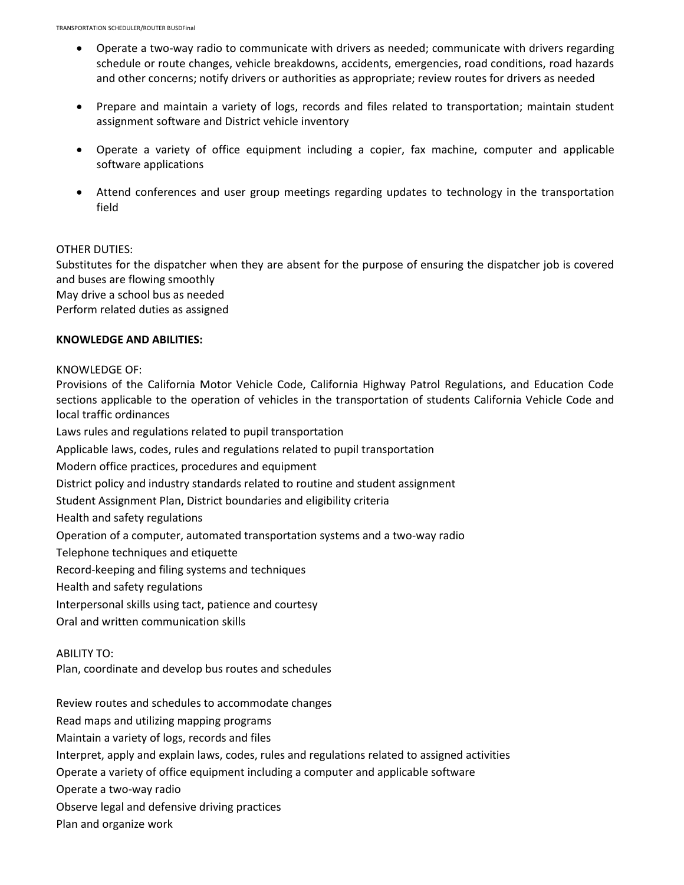- Operate a two-way radio to communicate with drivers as needed; communicate with drivers regarding schedule or route changes, vehicle breakdowns, accidents, emergencies, road conditions, road hazards and other concerns; notify drivers or authorities as appropriate; review routes for drivers as needed

- Prepare and maintain a variety of logs, records and files related to transportation; maintain student assignment software and District vehicle inventory

- Operate a variety of office equipment including a copier, fax machine, computer and applicable software applications

- Attend conferences and user group meetings regarding updates to technology in the transportation field

OTHER DUTIES:
Substitutes for the dispatcher when they are absent for the purpose of ensuring the dispatcher job is covered and buses are flowing smoothly
May drive a school bus as needed
Perform related duties as assigned

**KNOWLEDGE AND ABILITIES:**

KNOWLEDGE OF:
Provisions of the California Motor Vehicle Code, California Highway Patrol Regulations, and Education Code sections applicable to the operation of vehicles in the transportation of students California Vehicle Code and local traffic ordinances
Laws rules and regulations related to pupil transportation
Applicable laws, codes, rules and regulations related to pupil transportation
Modern office practices, procedures and equipment
District policy and industry standards related to routine and student assignment
Student Assignment Plan, District boundaries and eligibility criteria
Health and safety regulations
Operation of a computer, automated transportation systems and a two-way radio
Telephone techniques and etiquette
Record-keeping and filing systems and techniques
Health and safety regulations
Interpersonal skills using tact, patience and courtesy
Oral and written communication skills

ABILITY TO:
Plan, coordinate and develop bus routes and schedules

Review routes and schedules to accommodate changes
Read maps and utilizing mapping programs
Maintain a variety of logs, records and files
Interpret, apply and explain laws, codes, rules and regulations related to assigned activities
Operate a variety of office equipment including a computer and applicable software
Operate a two-way radio
Observe legal and defensive driving practices
Plan and organize work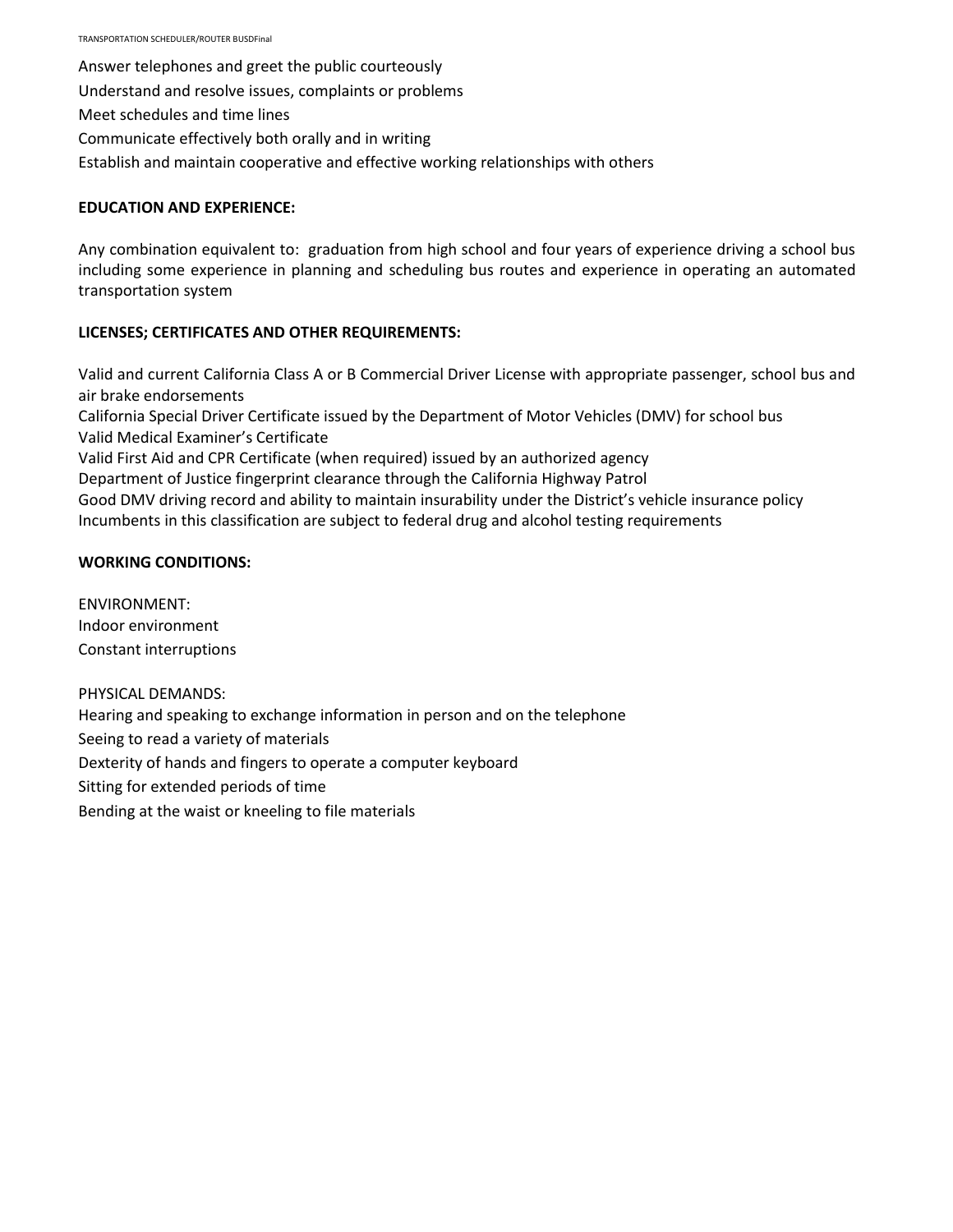Answer telephones and greet the public courteously
Understand and resolve issues, complaints or problems
Meet schedules and time lines
Communicate effectively both orally and in writing
Establish and maintain cooperative and effective working relationships with others

**EDUCATION AND EXPERIENCE:**

Any combination equivalent to: graduation from high school and four years of experience driving a school bus including some experience in planning and scheduling bus routes and experience in operating an automated transportation system

**LICENSES; CERTIFICATES AND OTHER REQUIREMENTS:**

Valid and current California Class A or B Commercial Driver License with appropriate passenger, school bus and air brake endorsements
California Special Driver Certificate issued by the Department of Motor Vehicles (DMV) for school bus
Valid Medical Examiner's Certificate
Valid First Aid and CPR Certificate (when required) issued by an authorized agency
Department of Justice fingerprint clearance through the California Highway Patrol
Good DMV driving record and ability to maintain insurability under the District's vehicle insurance policy
Incumbents in this classification are subject to federal drug and alcohol testing requirements

**WORKING CONDITIONS:**

ENVIRONMENT:
Indoor environment
Constant interruptions

PHYSICAL DEMANDS:
Hearing and speaking to exchange information in person and on the telephone
Seeing to read a variety of materials
Dexterity of hands and fingers to operate a computer keyboard
Sitting for extended periods of time
Bending at the waist or kneeling to file materials